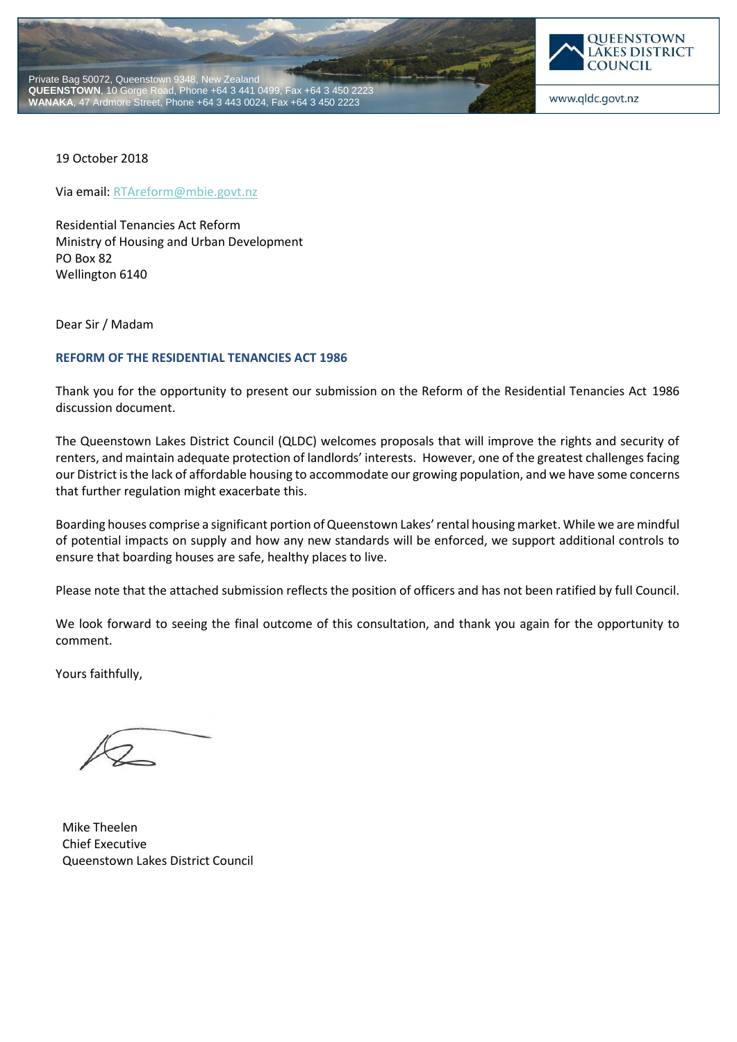Private Bag 50072, Queenstown 9348, New Zealand
**QUEENSTOWN**, 10 Gorge Road, Phone +64 3 441 0499, Fax +64 3 450 2223
**WANAKA**, 47 Ardmore Street, Phone +64 3 443 0024, Fax +64 3 450 2223

QUEENSTOWN LAKES DISTRICT COUNCIL

www.qldc.govt.nz

19 October 2018

Via email: RTAreform@mbie.govt.nz

Residential Tenancies Act Reform
Ministry of Housing and Urban Development
PO Box 82
Wellington 6140

Dear Sir / Madam

**REFORM OF THE RESIDENTIAL TENANCIES ACT 1986**

Thank you for the opportunity to present our submission on the Reform of the Residential Tenancies Act 1986 discussion document.

The Queenstown Lakes District Council (QLDC) welcomes proposals that will improve the rights and security of renters, and maintain adequate protection of landlords' interests. However, one of the greatest challenges facing our District is the lack of affordable housing to accommodate our growing population, and we have some concerns that further regulation might exacerbate this.

Boarding houses comprise a significant portion of Queenstown Lakes' rental housing market. While we are mindful of potential impacts on supply and how any new standards will be enforced, we support additional controls to ensure that boarding houses are safe, healthy places to live.

Please note that the attached submission reflects the position of officers and has not been ratified by full Council.

We look forward to seeing the final outcome of this consultation, and thank you again for the opportunity to comment.

Yours faithfully,

Mike Theelen
Chief Executive
Queenstown Lakes District Council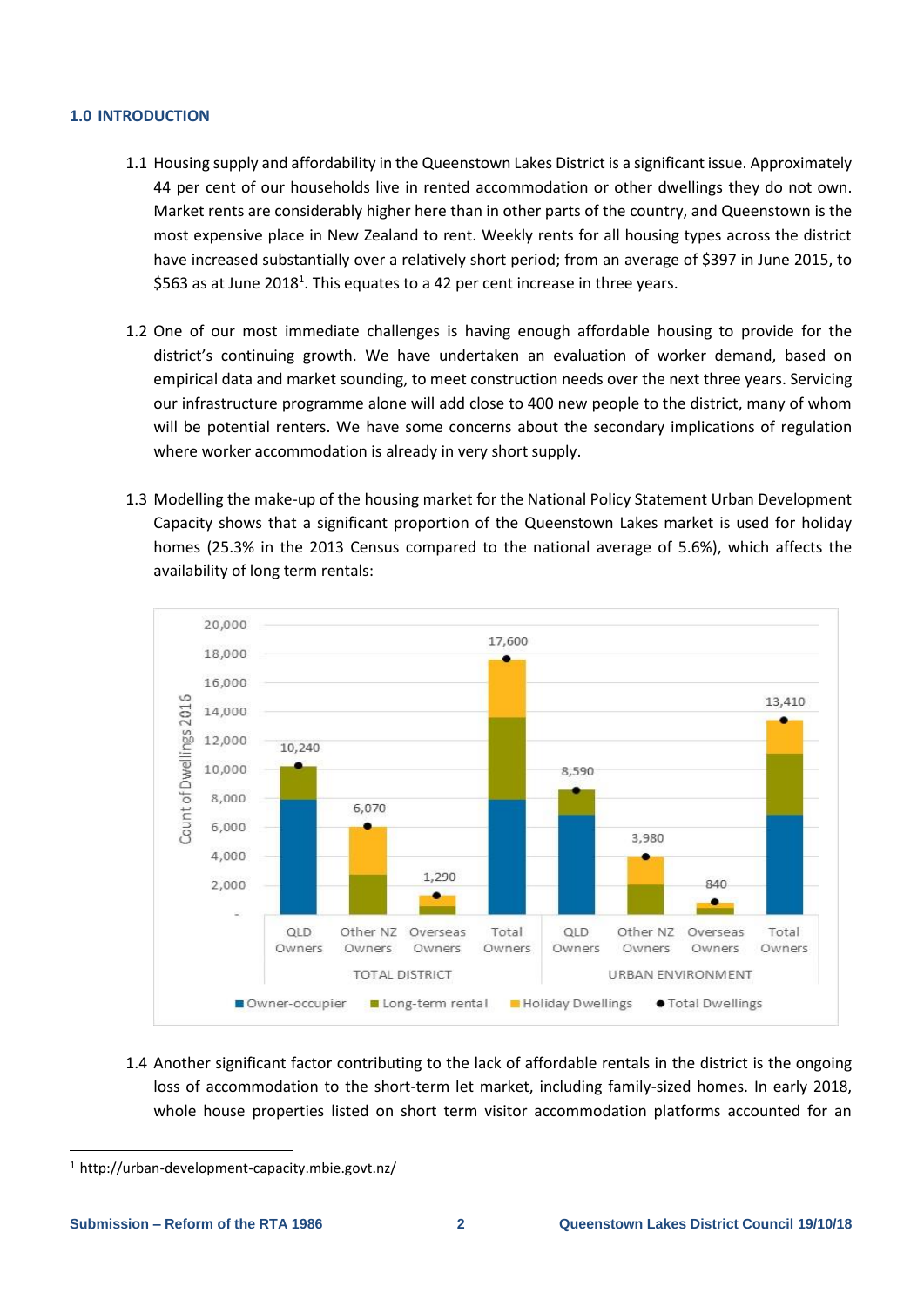## 1.0 INTRODUCTION

1.1 Housing supply and affordability in the Queenstown Lakes District is a significant issue. Approximately 44 per cent of our households live in rented accommodation or other dwellings they do not own. Market rents are considerably higher here than in other parts of the country, and Queenstown is the most expensive place in New Zealand to rent. Weekly rents for all housing types across the district have increased substantially over a relatively short period; from an average of $397 in June 2015, to $563 as at June 2018[1]. This equates to a 42 per cent increase in three years.

1.2 One of our most immediate challenges is having enough affordable housing to provide for the district's continuing growth. We have undertaken an evaluation of worker demand, based on empirical data and market sounding, to meet construction needs over the next three years. Servicing our infrastructure programme alone will add close to 400 new people to the district, many of whom will be potential renters. We have some concerns about the secondary implications of regulation where worker accommodation is already in very short supply.

1.3 Modelling the make-up of the housing market for the National Policy Statement Urban Development Capacity shows that a significant proportion of the Queenstown Lakes market is used for holiday homes (25.3% in the 2013 Census compared to the national average of 5.6%), which affects the availability of long term rentals:

Count of Dwellings 2016 (Owner-occupier, Long-term rental, Holiday Dwellings, Total Dwellings)

| | QLD Owners | Other NZ Owners | Overseas Owners | Total Owners |
|---|---|---|---|---|
| TOTAL DISTRICT | 10,240 | 6,070 | 1,290 | 17,600 |
| URBAN ENVIRONMENT | 8,590 | 3,980 | 840 | 13,410 |

1.4 Another significant factor contributing to the lack of affordable rentals in the district is the ongoing loss of accommodation to the short-term let market, including family-sized homes. In early 2018, whole house properties listed on short term visitor accommodation platforms accounted for an

[1] http://urban-development-capacity.mbie.govt.nz/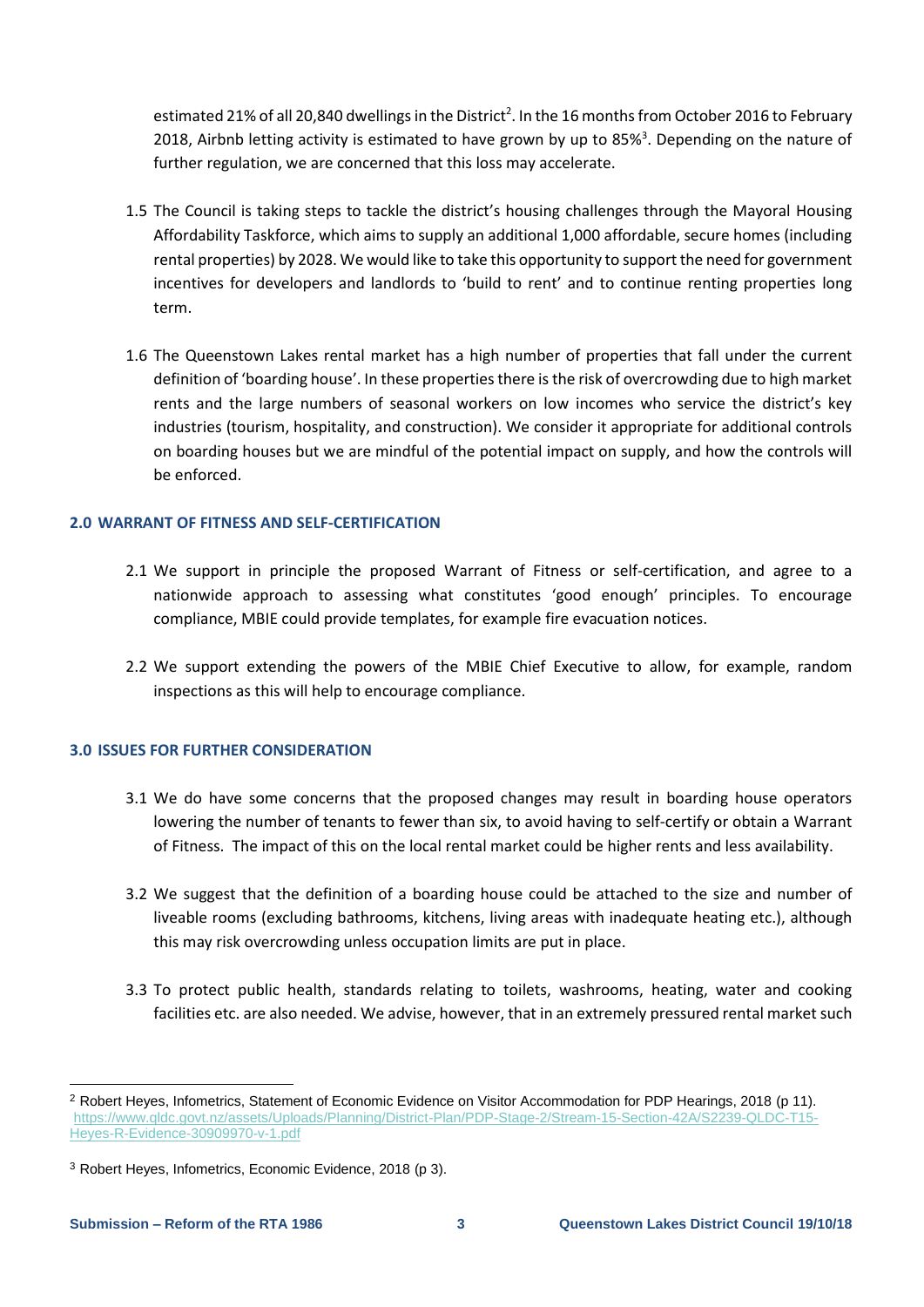estimated 21% of all 20,840 dwellings in the District[2]. In the 16 months from October 2016 to February 2018, Airbnb letting activity is estimated to have grown by up to 85%[3]. Depending on the nature of further regulation, we are concerned that this loss may accelerate.

1.5 The Council is taking steps to tackle the district's housing challenges through the Mayoral Housing Affordability Taskforce, which aims to supply an additional 1,000 affordable, secure homes (including rental properties) by 2028. We would like to take this opportunity to support the need for government incentives for developers and landlords to 'build to rent' and to continue renting properties long term.

1.6 The Queenstown Lakes rental market has a high number of properties that fall under the current definition of 'boarding house'. In these properties there is the risk of overcrowding due to high market rents and the large numbers of seasonal workers on low incomes who service the district's key industries (tourism, hospitality, and construction). We consider it appropriate for additional controls on boarding houses but we are mindful of the potential impact on supply, and how the controls will be enforced.

## 2.0 WARRANT OF FITNESS AND SELF-CERTIFICATION

2.1 We support in principle the proposed Warrant of Fitness or self-certification, and agree to a nationwide approach to assessing what constitutes 'good enough' principles. To encourage compliance, MBIE could provide templates, for example fire evacuation notices.

2.2 We support extending the powers of the MBIE Chief Executive to allow, for example, random inspections as this will help to encourage compliance.

## 3.0 ISSUES FOR FURTHER CONSIDERATION

3.1 We do have some concerns that the proposed changes may result in boarding house operators lowering the number of tenants to fewer than six, to avoid having to self-certify or obtain a Warrant of Fitness. The impact of this on the local rental market could be higher rents and less availability.

3.2 We suggest that the definition of a boarding house could be attached to the size and number of liveable rooms (excluding bathrooms, kitchens, living areas with inadequate heating etc.), although this may risk overcrowding unless occupation limits are put in place.

3.3 To protect public health, standards relating to toilets, washrooms, heating, water and cooking facilities etc. are also needed. We advise, however, that in an extremely pressured rental market such

---

[2] Robert Heyes, Infometrics, Statement of Economic Evidence on Visitor Accommodation for PDP Hearings, 2018 (p 11). https://www.qldc.govt.nz/assets/Uploads/Planning/District-Plan/PDP-Stage-2/Stream-15-Section-42A/S2239-QLDC-T15-Heyes-R-Evidence-30909970-v-1.pdf

[3] Robert Heyes, Infometrics, Economic Evidence, 2018 (p 3).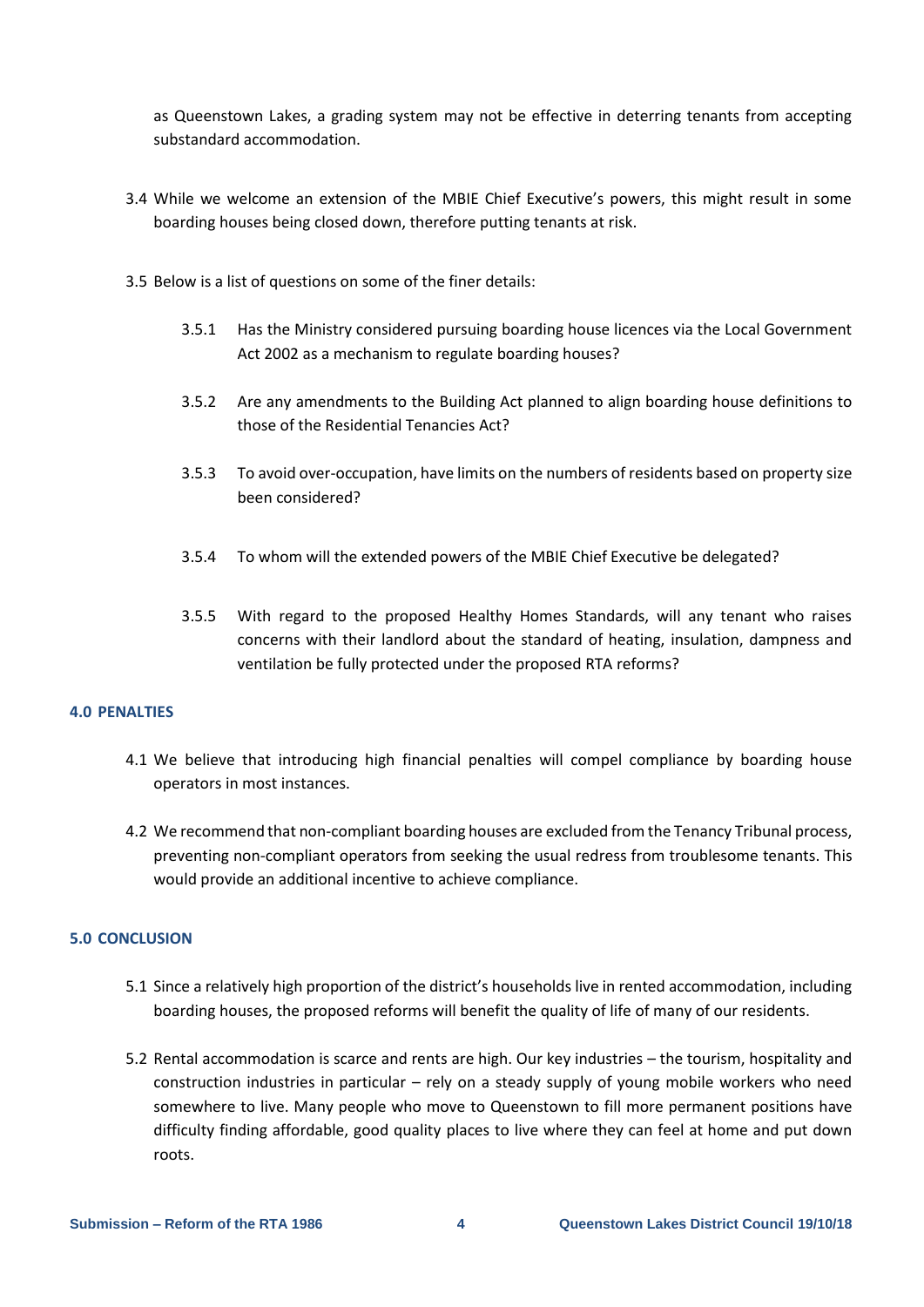as Queenstown Lakes, a grading system may not be effective in deterring tenants from accepting substandard accommodation.

3.4 While we welcome an extension of the MBIE Chief Executive's powers, this might result in some boarding houses being closed down, therefore putting tenants at risk.

3.5 Below is a list of questions on some of the finer details:

3.5.1 Has the Ministry considered pursuing boarding house licences via the Local Government Act 2002 as a mechanism to regulate boarding houses?

3.5.2 Are any amendments to the Building Act planned to align boarding house definitions to those of the Residential Tenancies Act?

3.5.3 To avoid over-occupation, have limits on the numbers of residents based on property size been considered?

3.5.4 To whom will the extended powers of the MBIE Chief Executive be delegated?

3.5.5 With regard to the proposed Healthy Homes Standards, will any tenant who raises concerns with their landlord about the standard of heating, insulation, dampness and ventilation be fully protected under the proposed RTA reforms?

## 4.0 PENALTIES

4.1 We believe that introducing high financial penalties will compel compliance by boarding house operators in most instances.

4.2 We recommend that non-compliant boarding houses are excluded from the Tenancy Tribunal process, preventing non-compliant operators from seeking the usual redress from troublesome tenants. This would provide an additional incentive to achieve compliance.

## 5.0 CONCLUSION

5.1 Since a relatively high proportion of the district's households live in rented accommodation, including boarding houses, the proposed reforms will benefit the quality of life of many of our residents.

5.2 Rental accommodation is scarce and rents are high. Our key industries – the tourism, hospitality and construction industries in particular – rely on a steady supply of young mobile workers who need somewhere to live. Many people who move to Queenstown to fill more permanent positions have difficulty finding affordable, good quality places to live where they can feel at home and put down roots.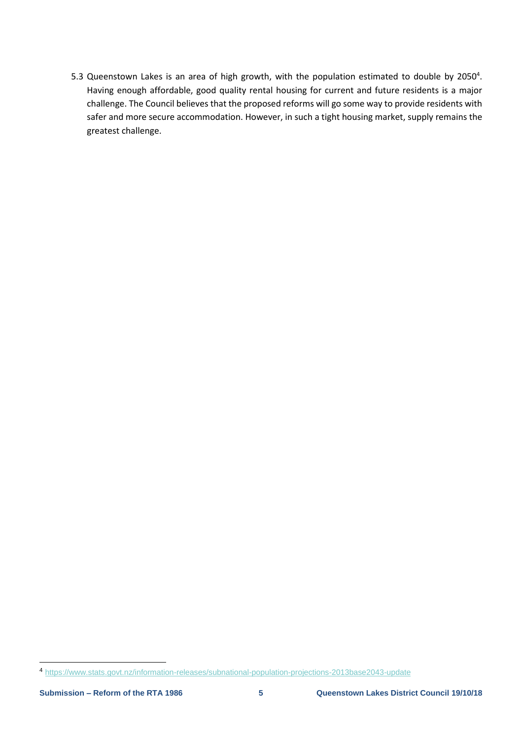5.3 Queenstown Lakes is an area of high growth, with the population estimated to double by 2050[4]. Having enough affordable, good quality rental housing for current and future residents is a major challenge. The Council believes that the proposed reforms will go some way to provide residents with safer and more secure accommodation. However, in such a tight housing market, supply remains the greatest challenge.

---

[4] https://www.stats.govt.nz/information-releases/subnational-population-projections-2013base2043-update